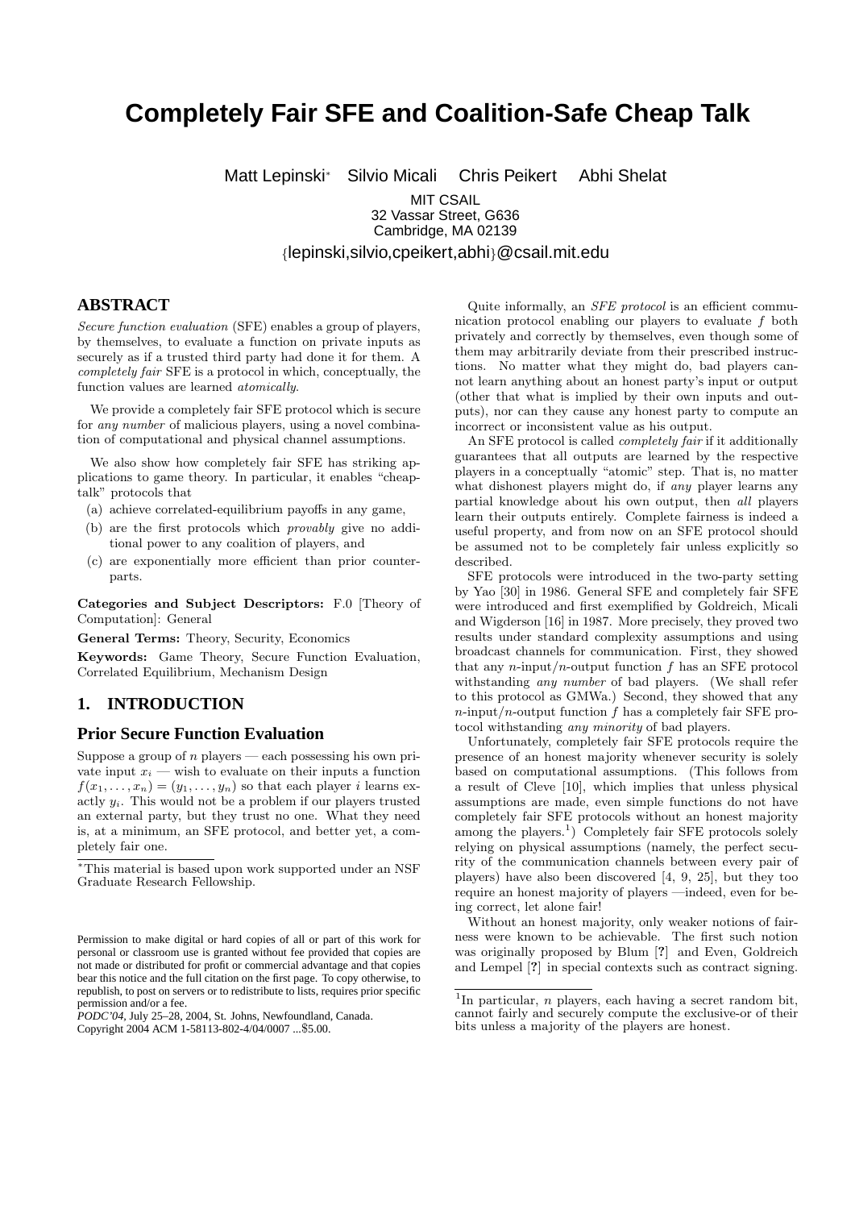# Completely Fair SFE and Coalition-Safe Cheap Talk

Matt Lepinski* Silvio Micali Chris Peikert Abhi Shelat

MIT CSAIL
32 Vassar Street, G636
Cambridge, MA 02139

{lepinski,silvio,cpeikert,abhi}@csail.mit.edu

## ABSTRACT

*Secure function evaluation* (SFE) enables a group of players, by themselves, to evaluate a function on private inputs as securely as if a trusted third party had done it for them. A *completely fair* SFE is a protocol in which, conceptually, the function values are learned *atomically*.

We provide a completely fair SFE protocol which is secure for *any number* of malicious players, using a novel combination of computational and physical channel assumptions.

We also show how completely fair SFE has striking applications to game theory. In particular, it enables "cheap-talk" protocols that

(a) achieve correlated-equilibrium payoffs in any game,

(b) are the first protocols which *provably* give no additional power to any coalition of players, and

(c) are exponentially more efficient than prior counterparts.

**Categories and Subject Descriptors:** F.0 [Theory of Computation]: General

**General Terms:** Theory, Security, Economics

**Keywords:** Game Theory, Secure Function Evaluation, Correlated Equilibrium, Mechanism Design

## 1. INTRODUCTION

### Prior Secure Function Evaluation

Suppose a group of $n$ players — each possessing his own private input $x_i$ — wish to evaluate on their inputs a function $f(x_1, \ldots, x_n) = (y_1, \ldots, y_n)$ so that each player $i$ learns exactly $y_i$. This would not be a problem if our players trusted an external party, but they trust no one. What they need is, at a minimum, an SFE protocol, and better yet, a completely fair one.

*This material is based upon work supported under an NSF Graduate Research Fellowship.

Permission to make digital or hard copies of all or part of this work for personal or classroom use is granted without fee provided that copies are not made or distributed for profit or commercial advantage and that copies bear this notice and the full citation on the first page. To copy otherwise, to republish, to post on servers or to redistribute to lists, requires prior specific permission and/or a fee.
*PODC'04*, July 25–28, 2004, St. Johns, Newfoundland, Canada.
Copyright 2004 ACM 1-58113-802-4/04/0007 ...$5.00.

Quite informally, an *SFE protocol* is an efficient communication protocol enabling our players to evaluate $f$ both privately and correctly by themselves, even though some of them may arbitrarily deviate from their prescribed instructions. No matter what they might do, bad players cannot learn anything about an honest party's input or output (other that what is implied by their own inputs and outputs), nor can they cause any honest party to compute an incorrect or inconsistent value as his output.

An SFE protocol is called *completely fair* if it additionally guarantees that all outputs are learned by the respective players in a conceptually "atomic" step. That is, no matter what dishonest players might do, if *any* player learns any partial knowledge about his own output, then *all* players learn their outputs entirely. Complete fairness is indeed a useful property, and from now on an SFE protocol should be assumed not to be completely fair unless explicitly so described.

SFE protocols were introduced in the two-party setting by Yao [30] in 1986. General SFE and completely fair SFE were introduced and first exemplified by Goldreich, Micali and Wigderson [16] in 1987. More precisely, they proved two results under standard complexity assumptions and using broadcast channels for communication. First, they showed that any $n$-input/$n$-output function $f$ has an SFE protocol withstanding *any number* of bad players. (We shall refer to this protocol as GMWa.) Second, they showed that any $n$-input/$n$-output function $f$ has a completely fair SFE protocol withstanding *any minority* of bad players.

Unfortunately, completely fair SFE protocols require the presence of an honest majority whenever security is solely based on computational assumptions. (This follows from a result of Cleve [10], which implies that unless physical assumptions are made, even simple functions do not have completely fair SFE protocols without an honest majority among the players.[1]) Completely fair SFE protocols solely relying on physical assumptions (namely, the perfect security of the communication channels between every pair of players) have also been discovered [4, 9, 25], but they too require an honest majority of players —indeed, even for being correct, let alone fair!

Without an honest majority, only weaker notions of fairness were known to be achievable. The first such notion was originally proposed by Blum [?] and Even, Goldreich and Lempel [?] in special contexts such as contract signing.

[1]In particular, $n$ players, each having a secret random bit, cannot fairly and securely compute the exclusive-or of their bits unless a majority of the players are honest.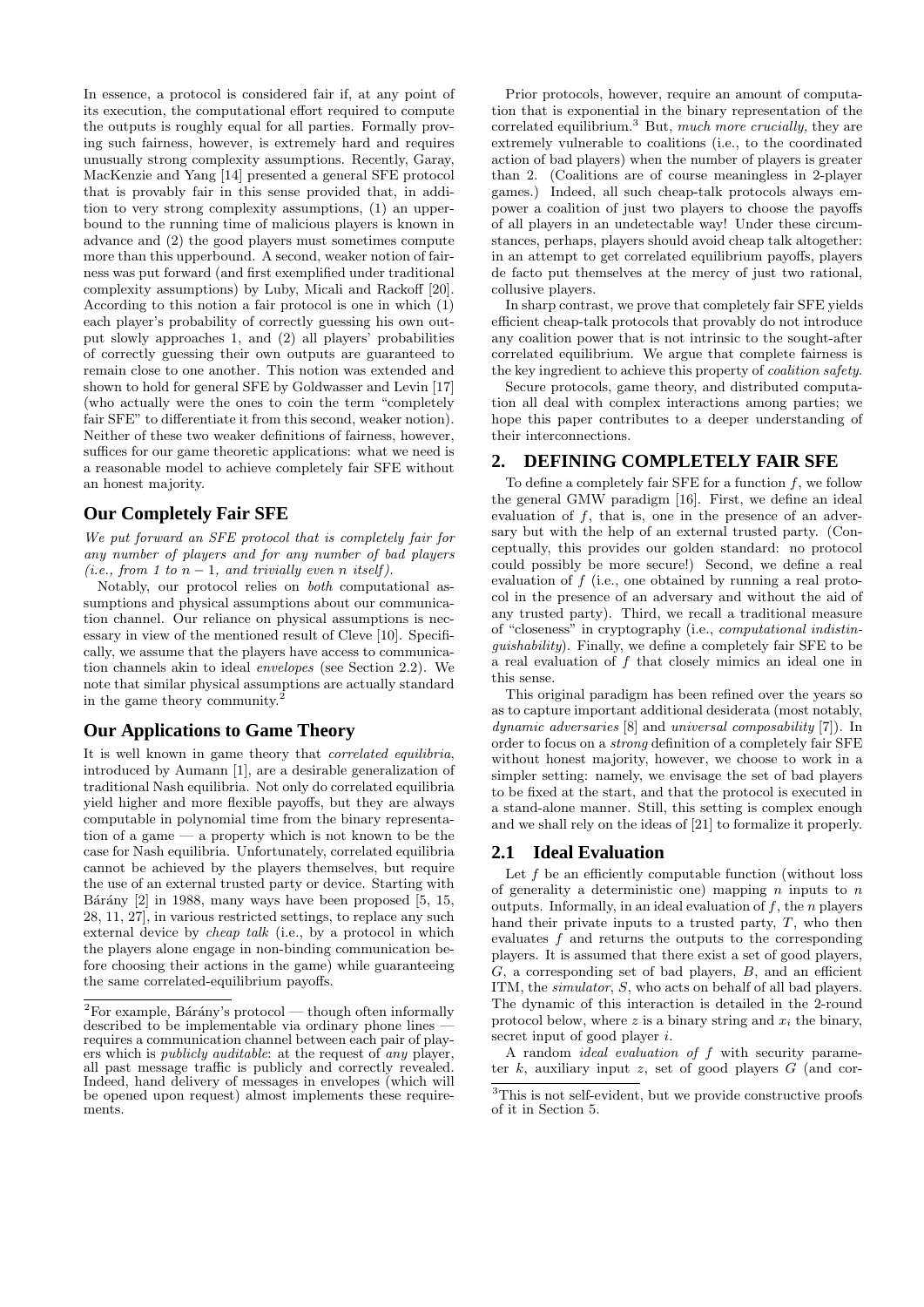In essence, a protocol is considered fair if, at any point of its execution, the computational effort required to compute the outputs is roughly equal for all parties. Formally proving such fairness, however, is extremely hard and requires unusually strong complexity assumptions. Recently, Garay, MacKenzie and Yang [14] presented a general SFE protocol that is provably fair in this sense provided that, in addition to very strong complexity assumptions, (1) an upperbound to the running time of malicious players is known in advance and (2) the good players must sometimes compute more than this upperbound. A second, weaker notion of fairness was put forward (and first exemplified under traditional complexity assumptions) by Luby, Micali and Rackoff [20]. According to this notion a fair protocol is one in which (1) each player's probability of correctly guessing his own output slowly approaches 1, and (2) all players' probabilities of correctly guessing their own outputs are guaranteed to remain close to one another. This notion was extended and shown to hold for general SFE by Goldwasser and Levin [17] (who actually were the ones to coin the term "completely fair SFE" to differentiate it from this second, weaker notion). Neither of these two weaker definitions of fairness, however, suffices for our game theoretic applications: what we need is a reasonable model to achieve completely fair SFE without an honest majority.

## Our Completely Fair SFE

*We put forward an SFE protocol that is completely fair for any number of players and for any number of bad players (i.e., from 1 to $n-1$, and trivially even $n$ itself).*

Notably, our protocol relies on *both* computational assumptions and physical assumptions about our communication channel. Our reliance on physical assumptions is necessary in view of the mentioned result of Cleve [10]. Specifically, we assume that the players have access to communication channels akin to ideal *envelopes* (see Section 2.2). We note that similar physical assumptions are actually standard in the game theory community.[2]

## Our Applications to Game Theory

It is well known in game theory that *correlated equilibria*, introduced by Aumann [1], are a desirable generalization of traditional Nash equilibria. Not only do correlated equilibria yield higher and more flexible payoffs, but they are always computable in polynomial time from the binary representation of a game — a property which is not known to be the case for Nash equilibria. Unfortunately, correlated equilibria cannot be achieved by the players themselves, but require the use of an external trusted party or device. Starting with Bárány [2] in 1988, many ways have been proposed [5, 15, 28, 11, 27], in various restricted settings, to replace any such external device by *cheap talk* (i.e., by a protocol in which the players alone engage in non-binding communication before choosing their actions in the game) while guaranteeing the same correlated-equilibrium payoffs.

[2] For example, Bárány's protocol — though often informally described to be implementable via ordinary phone lines — requires a communication channel between each pair of players which is *publicly auditable*: at the request of *any* player, all past message traffic is publicly and correctly revealed. Indeed, hand delivery of messages in envelopes (which will be opened upon request) almost implements these requirements.

Prior protocols, however, require an amount of computation that is exponential in the binary representation of the correlated equilibrium.[3] But, *much more crucially,* they are extremely vulnerable to coalitions (i.e., to the coordinated action of bad players) when the number of players is greater than 2. (Coalitions are of course meaningless in 2-player games.) Indeed, all such cheap-talk protocols always empower a coalition of just two players to choose the payoffs of all players in an undetectable way! Under these circumstances, perhaps, players should avoid cheap talk altogether: in an attempt to get correlated equilibrium payoffs, players de facto put themselves at the mercy of just two rational, collusive players.

In sharp contrast, we prove that completely fair SFE yields efficient cheap-talk protocols that provably do not introduce any coalition power that is not intrinsic to the sought-after correlated equilibrium. We argue that complete fairness is the key ingredient to achieve this property of *coalition safety*.

Secure protocols, game theory, and distributed computation all deal with complex interactions among parties; we hope this paper contributes to a deeper understanding of their interconnections.

## 2. DEFINING COMPLETELY FAIR SFE

To define a completely fair SFE for a function $f$, we follow the general GMW paradigm [16]. First, we define an ideal evaluation of $f$, that is, one in the presence of an adversary but with the help of an external trusted party. (Conceptually, this provides our golden standard: no protocol could possibly be more secure!) Second, we define a real evaluation of $f$ (i.e., one obtained by running a real protocol in the presence of an adversary and without the aid of any trusted party). Third, we recall a traditional measure of "closeness" in cryptography (i.e., *computational indistinguishability*). Finally, we define a completely fair SFE to be a real evaluation of $f$ that closely mimics an ideal one in this sense.

This original paradigm has been refined over the years so as to capture important additional desiderata (most notably, *dynamic adversaries* [8] and *universal composability* [7]). In order to focus on a *strong* definition of a completely fair SFE without honest majority, however, we choose to work in a simpler setting: namely, we envisage the set of bad players to be fixed at the start, and that the protocol is executed in a stand-alone manner. Still, this setting is complex enough and we shall rely on the ideas of [21] to formalize it properly.

### 2.1 Ideal Evaluation

Let $f$ be an efficiently computable function (without loss of generality a deterministic one) mapping $n$ inputs to $n$ outputs. Informally, in an ideal evaluation of $f$, the $n$ players hand their private inputs to a trusted party, $T$, who then evaluates $f$ and returns the outputs to the corresponding players. It is assumed that there exist a set of good players, $G$, a corresponding set of bad players, $B$, and an efficient ITM, the *simulator*, $S$, who acts on behalf of all bad players. The dynamic of this interaction is detailed in the 2-round protocol below, where $z$ is a binary string and $x_i$ the binary, secret input of good player $i$.

A random *ideal evaluation of* $f$ with security parameter $k$, auxiliary input $z$, set of good players $G$ (and cor-

[3] This is not self-evident, but we provide constructive proofs of it in Section 5.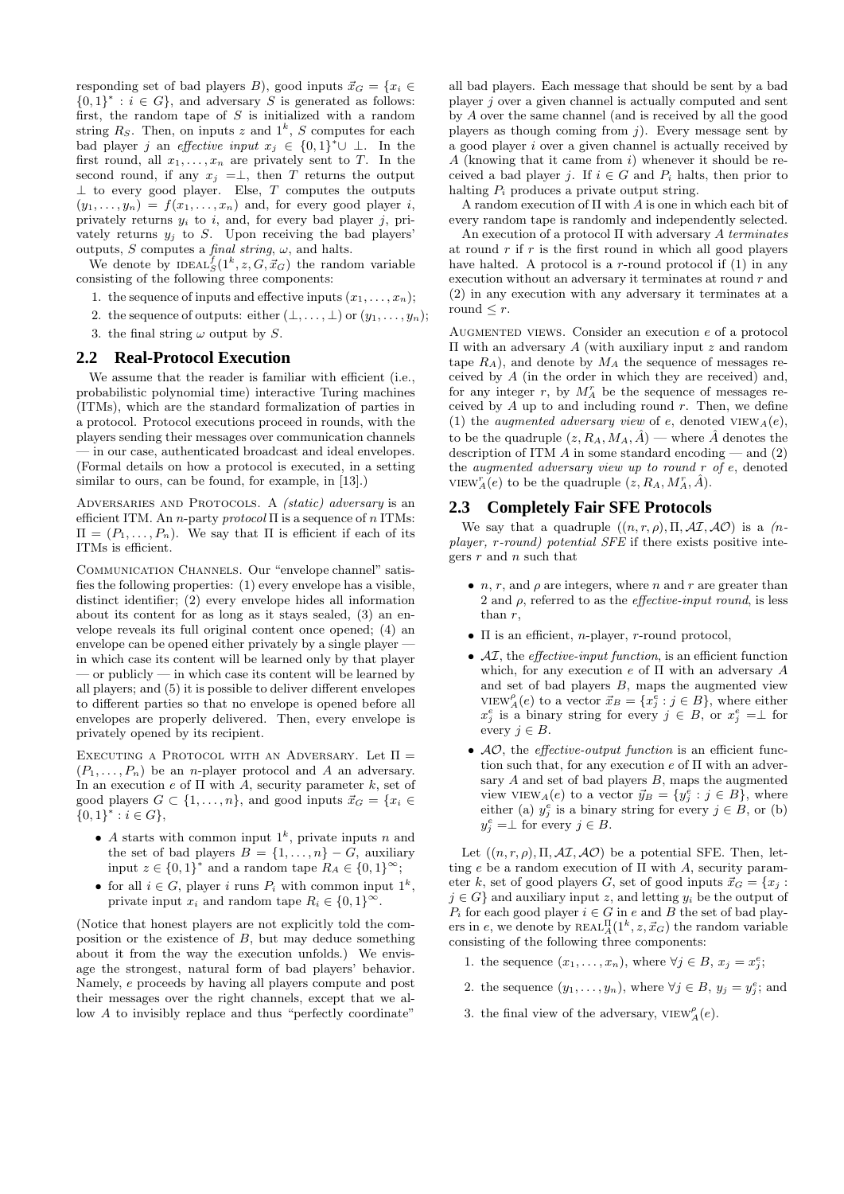responding set of bad players $B$), good inputs $\vec{x}_G = \{x_i \in \{0,1\}^* : i \in G\}$, and adversary $S$ is generated as follows: first, the random tape of $S$ is initialized with a random string $R_S$. Then, on inputs $z$ and $1^k$, $S$ computes for each bad player $j$ an *effective input* $x_j \in \{0,1\}^* \cup \perp$. In the first round, all $x_1, \ldots, x_n$ are privately sent to $T$. In the second round, if any $x_j = \perp$, then $T$ returns the output $\perp$ to every good player. Else, $T$ computes the outputs $(y_1, \ldots, y_n) = f(x_1, \ldots, x_n)$ and, for every good player $i$, privately returns $y_i$ to $i$, and, for every bad player $j$, privately returns $y_j$ to $S$. Upon receiving the bad players' outputs, $S$ computes a *final string*, $\omega$, and halts.

We denote by $\text{IDEAL}_S^f(1^k, z, G, \vec{x}_G)$ the random variable consisting of the following three components:

1. the sequence of inputs and effective inputs $(x_1, \ldots, x_n)$;
2. the sequence of outputs: either $(\perp, \ldots, \perp)$ or $(y_1, \ldots, y_n)$;
3. the final string $\omega$ output by $S$.

## 2.2 Real-Protocol Execution

We assume that the reader is familiar with efficient (i.e., probabilistic polynomial time) interactive Turing machines (ITMs), which are the standard formalization of parties in a protocol. Protocol executions proceed in rounds, with the players sending their messages over communication channels — in our case, authenticated broadcast and ideal envelopes. (Formal details on how a protocol is executed, in a setting similar to ours, can be found, for example, in [13].)

ADVERSARIES AND PROTOCOLS. A *(static) adversary* is an efficient ITM. An $n$-party *protocol* $\Pi$ is a sequence of $n$ ITMs: $\Pi = (P_1, \ldots, P_n)$. We say that $\Pi$ is efficient if each of its ITMs is efficient.

COMMUNICATION CHANNELS. Our "envelope channel" satisfies the following properties: (1) every envelope has a visible, distinct identifier; (2) every envelope hides all information about its content for as long as it stays sealed, (3) an envelope reveals its full original content once opened; (4) an envelope can be opened either privately by a single player — in which case its content will be learned only by that player — or publicly — in which case its content will be learned by all players; and (5) it is possible to deliver different envelopes to different parties so that no envelope is opened before all envelopes are properly delivered. Then, every envelope is privately opened by its recipient.

EXECUTING A PROTOCOL WITH AN ADVERSARY. Let $\Pi = (P_1, \ldots, P_n)$ be an $n$-player protocol and $A$ an adversary. In an execution $e$ of $\Pi$ with $A$, security parameter $k$, set of good players $G \subset \{1, \ldots, n\}$, and good inputs $\vec{x}_G = \{x_i \in \{0,1\}^* : i \in G\}$,

- $A$ starts with common input $1^k$, private inputs $n$ and the set of bad players $B = \{1, \ldots, n\} - G$, auxiliary input $z \in \{0,1\}^*$ and a random tape $R_A \in \{0,1\}^\infty$;
- for all $i \in G$, player $i$ runs $P_i$ with common input $1^k$, private input $x_i$ and random tape $R_i \in \{0,1\}^\infty$.

(Notice that honest players are not explicitly told the composition or the existence of $B$, but may deduce something about it from the way the execution unfolds.) We envisage the strongest, natural form of bad players' behavior. Namely, $e$ proceeds by having all players compute and post their messages over the right channels, except that we allow $A$ to invisibly replace and thus "perfectly coordinate" all bad players. Each message that should be sent by a bad player $j$ over a given channel is actually computed and sent by $A$ over the same channel (and is received by all the good players as though coming from $j$). Every message sent by a good player $i$ over a given channel is actually received by $A$ (knowing that it came from $i$) whenever it should be received a bad player $j$. If $i \in G$ and $P_i$ halts, then prior to halting $P_i$ produces a private output string.

A random execution of $\Pi$ with $A$ is one in which each bit of every random tape is randomly and independently selected.

An execution of a protocol $\Pi$ with adversary $A$ *terminates* at round $r$ if $r$ is the first round in which all good players have halted. A protocol is a $r$-round protocol if (1) in any execution without an adversary it terminates at round $r$ and (2) in any execution with any adversary it terminates at a round $\leq r$.

AUGMENTED VIEWS. Consider an execution $e$ of a protocol $\Pi$ with an adversary $A$ (with auxiliary input $z$ and random tape $R_A$), and denote by $M_A$ the sequence of messages received by $A$ (in the order in which they are received) and, for any integer $r$, by $M_A^r$ be the sequence of messages received by $A$ up to and including round $r$. Then, we define (1) the *augmented adversary view* of $e$, denoted $\text{VIEW}_A(e)$, to be the quadruple $(z, R_A, M_A, \hat{A})$ — where $\hat{A}$ denotes the description of ITM $A$ in some standard encoding — and (2) the *augmented adversary view up to round $r$ of $e$*, denoted $\text{VIEW}_A^r(e)$ to be the quadruple $(z, R_A, M_A^r, \hat{A})$.

## 2.3 Completely Fair SFE Protocols

We say that a quadruple $((n, r, \rho), \Pi, \mathcal{AI}, \mathcal{AO})$ is a *(n-player, r-round) potential SFE* if there exists positive integers $r$ and $n$ such that

- $n$, $r$, and $\rho$ are integers, where $n$ and $r$ are greater than 2 and $\rho$, referred to as the *effective-input round*, is less than $r$,
- $\Pi$ is an efficient, $n$-player, $r$-round protocol,
- $\mathcal{AI}$, the *effective-input function*, is an efficient function which, for any execution $e$ of $\Pi$ with an adversary $A$ and set of bad players $B$, maps the augmented view $\text{VIEW}_A^\rho(e)$ to a vector $\vec{x}_B = \{x_j^e : j \in B\}$, where either $x_j^e$ is a binary string for every $j \in B$, or $x_j^e = \perp$ for every $j \in B$.
- $\mathcal{AO}$, the *effective-output function*, is an efficient function such that, for any execution $e$ of $\Pi$ with an adversary $A$ and set of bad players $B$, maps the augmented view $\text{VIEW}_A(e)$ to a vector $\vec{y}_B = \{y_j^e : j \in B\}$, where either (a) $y_j^e$ is a binary string for every $j \in B$, or (b) $y_j^e = \perp$ for every $j \in B$.

Let $((n, r, \rho), \Pi, \mathcal{AI}, \mathcal{AO})$ be a potential SFE. Then, letting $e$ be a random execution of $\Pi$ with $A$, security parameter $k$, set of good players $G$, set of good inputs $\vec{x}_G = \{x_j : j \in G\}$ and auxiliary input $z$, and letting $y_i$ be the output of $P_i$ for each good player $i \in G$ in $e$ and $B$ the set of bad players in $e$, we denote by $\text{REAL}_A^\Pi(1^k, z, \vec{x}_G)$ the random variable consisting of the following three components:

1. the sequence $(x_1, \ldots, x_n)$, where $\forall j \in B$, $x_j = x_j^e$;
2. the sequence $(y_1, \ldots, y_n)$, where $\forall j \in B$, $y_j = y_j^e$; and
3. the final view of the adversary, $\text{VIEW}_A^\rho(e)$.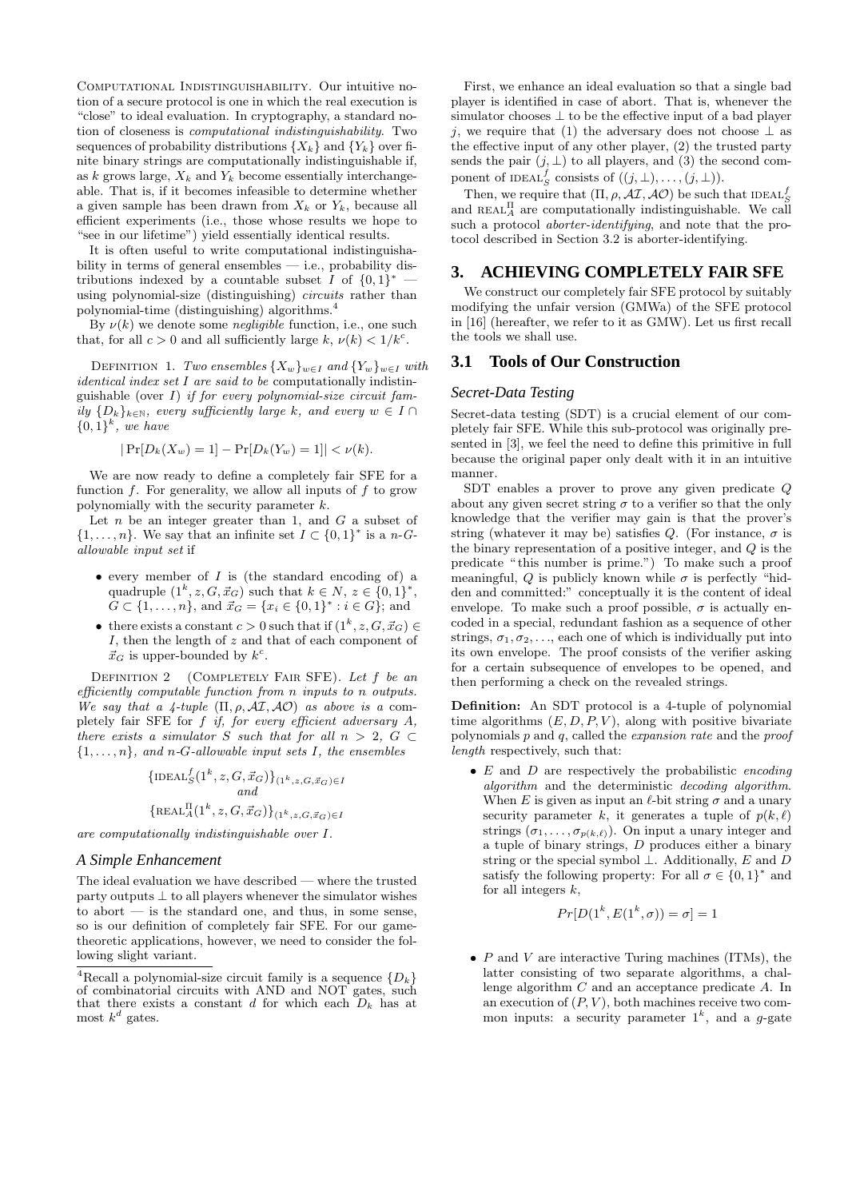COMPUTATIONAL INDISTINGUISHABILITY. Our intuitive notion of a secure protocol is one in which the real execution is "close" to ideal evaluation. In cryptography, a standard notion of closeness is *computational indistinguishability*. Two sequences of probability distributions $\{X_k\}$ and $\{Y_k\}$ over finite binary strings are computationally indistinguishable if, as $k$ grows large, $X_k$ and $Y_k$ become essentially interchangeable. That is, if it becomes infeasible to determine whether a given sample has been drawn from $X_k$ or $Y_k$, because all efficient experiments (i.e., those whose results we hope to "see in our lifetime") yield essentially identical results.

It is often useful to write computational indistinguishability in terms of general ensembles — i.e., probability distributions indexed by a countable subset $I$ of $\{0,1\}^*$ — using polynomial-size (distinguishing) *circuits* rather than polynomial-time (distinguishing) algorithms.[4]

By $\nu(k)$ we denote some *negligible* function, i.e., one such that, for all $c > 0$ and all sufficiently large $k$, $\nu(k) < 1/k^c$.

DEFINITION 1. *Two ensembles $\{X_w\}_{w\in I}$ and $\{Y_w\}_{w\in I}$ with identical index set $I$ are said to be* computationally indistinguishable *(over $I$) if for every polynomial-size circuit family $\{D_k\}_{k\in\mathbb{N}}$, every sufficiently large $k$, and every $w \in I \cap \{0,1\}^k$, we have*

$$|\Pr[D_k(X_w) = 1] - \Pr[D_k(Y_w) = 1]| < \nu(k).$$

We are now ready to define a completely fair SFE for a function $f$. For generality, we allow all inputs of $f$ to grow polynomially with the security parameter $k$.

Let $n$ be an integer greater than 1, and $G$ a subset of $\{1,\ldots,n\}$. We say that an infinite set $I \subset \{0,1\}^*$ is a *$n$-$G$-allowable input set* if

- every member of $I$ is (the standard encoding of) a quadruple $(1^k, z, G, \vec{x}_G)$ such that $k \in N$, $z \in \{0,1\}^*$, $G \subset \{1,\ldots,n\}$, and $\vec{x}_G = \{x_i \in \{0,1\}^* : i \in G\}$; and
- there exists a constant $c > 0$ such that if $(1^k, z, G, \vec{x}_G) \in I$, then the length of $z$ and that of each component of $\vec{x}_G$ is upper-bounded by $k^c$.

DEFINITION 2 (COMPLETELY FAIR SFE). *Let $f$ be an efficiently computable function from $n$ inputs to $n$ outputs. We say that a 4-tuple $(\Pi, \rho, \mathcal{AI}, \mathcal{AO})$ as above is a* completely fair SFE *for $f$ if, for every efficient adversary $A$, there exists a simulator $S$ such that for all $n > 2$, $G \subset \{1,\ldots,n\}$, and $n$-$G$-allowable input sets $I$, the ensembles*

$$\{\text{IDEAL}_S^f(1^k, z, G, \vec{x}_G)\}_{(1^k,z,G,\vec{x}_G)\in I}$$
*and*
$$\{\text{REAL}_A^{\Pi}(1^k, z, G, \vec{x}_G)\}_{(1^k,z,G,\vec{x}_G)\in I}$$

*are computationally indistinguishable over $I$.*

### *A Simple Enhancement*

The ideal evaluation we have described — where the trusted party outputs $\perp$ to all players whenever the simulator wishes to abort — is the standard one, and thus, in some sense, so is our definition of completely fair SFE. For our game-theoretic applications, however, we need to consider the following slight variant.

First, we enhance an ideal evaluation so that a single bad player is identified in case of abort. That is, whenever the simulator chooses $\perp$ to be the effective input of a bad player $j$, we require that (1) the adversary does not choose $\perp$ as the effective input of any other player, (2) the trusted party sends the pair $(j, \perp)$ to all players, and (3) the second component of $\text{IDEAL}_S^f$ consists of $((j,\perp),\ldots,(j,\perp))$.

Then, we require that $(\Pi, \rho, \mathcal{AI}, \mathcal{AO})$ be such that $\text{IDEAL}_S^f$ and $\text{REAL}_A^{\Pi}$ are computationally indistinguishable. We call such a protocol *aborter-identifying*, and note that the protocol described in Section 3.2 is aborter-identifying.

## 3. ACHIEVING COMPLETELY FAIR SFE

We construct our completely fair SFE protocol by suitably modifying the unfair version (GMWa) of the SFE protocol in [16] (hereafter, we refer to it as GMW). Let us first recall the tools we shall use.

### 3.1 Tools of Our Construction

#### *Secret-Data Testing*

Secret-data testing (SDT) is a crucial element of our completely fair SFE. While this sub-protocol was originally presented in [3], we feel the need to define this primitive in full because the original paper only dealt with it in an intuitive manner.

SDT enables a prover to prove any given predicate $Q$ about any given secret string $\sigma$ to a verifier so that the only knowledge that the verifier may gain is that the prover's string (whatever it may be) satisfies $Q$. (For instance, $\sigma$ is the binary representation of a positive integer, and $Q$ is the predicate "this number is prime.") To make such a proof meaningful, $Q$ is publicly known while $\sigma$ is perfectly "hidden and committed:" conceptually it is the content of ideal envelope. To make such a proof possible, $\sigma$ is actually encoded in a special, redundant fashion as a sequence of other strings, $\sigma_1, \sigma_2, \ldots$, each one of which is individually put into its own envelope. The proof consists of the verifier asking for a certain subsequence of envelopes to be opened, and then performing a check on the revealed strings.

**Definition:** An SDT protocol is a 4-tuple of polynomial time algorithms $(E, D, P, V)$, along with positive bivariate polynomials $p$ and $q$, called the *expansion rate* and the *proof length* respectively, such that:

- $E$ and $D$ are respectively the probabilistic *encoding algorithm* and the deterministic *decoding algorithm*. When $E$ is given as input an $\ell$-bit string $\sigma$ and a unary security parameter $k$, it generates a tuple of $p(k,\ell)$ strings $(\sigma_1, \ldots, \sigma_{p(k,\ell)})$. On input a unary integer and a tuple of binary strings, $D$ produces either a binary string or the special symbol $\perp$. Additionally, $E$ and $D$ satisfy the following property: For all $\sigma \in \{0,1\}^*$ and for all integers $k$,

$$Pr[D(1^k, E(1^k, \sigma)) = \sigma] = 1$$

- $P$ and $V$ are interactive Turing machines (ITMs), the latter consisting of two separate algorithms, a challenge algorithm $C$ and an acceptance predicate $A$. In an execution of $(P, V)$, both machines receive two common inputs: a security parameter $1^k$, and a $g$-gate

[4] Recall a polynomial-size circuit family is a sequence $\{D_k\}$ of combinatorial circuits with AND and NOT gates, such that there exists a constant $d$ for which each $D_k$ has at most $k^d$ gates.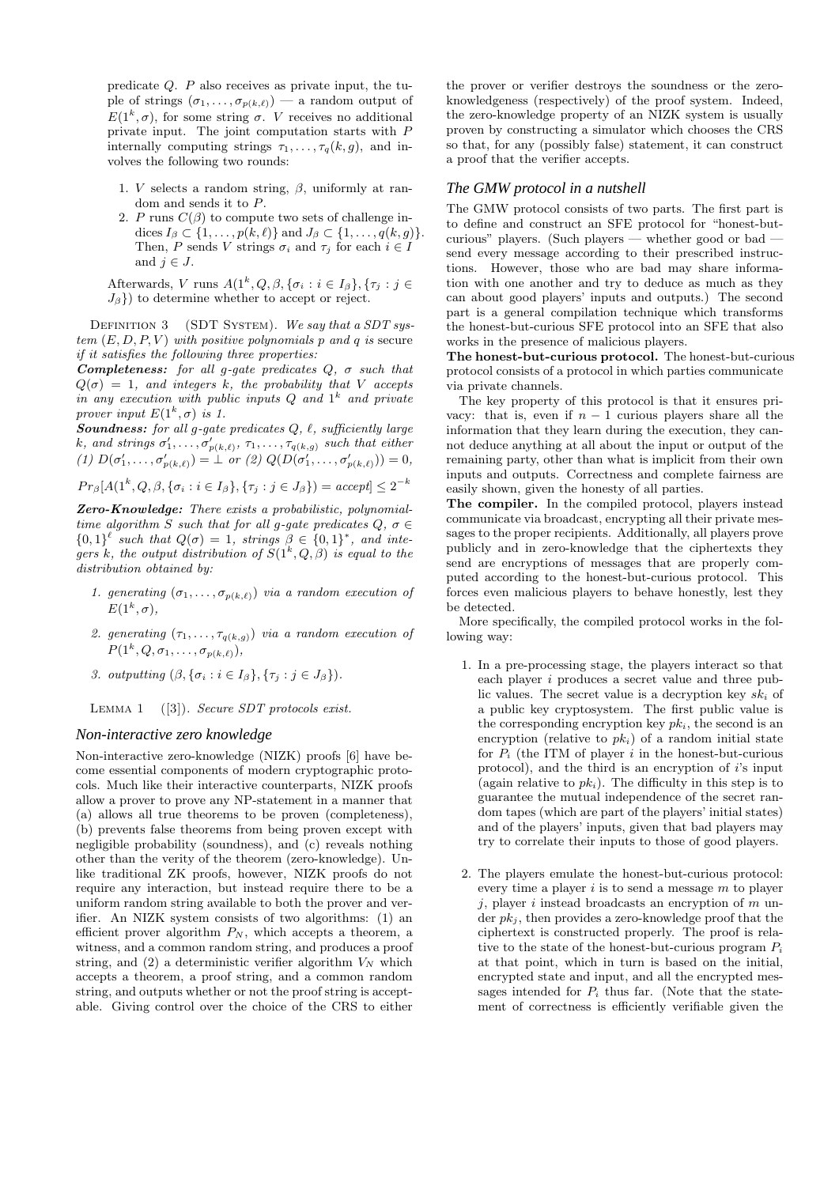predicate $Q$. $P$ also receives as private input, the tuple of strings $(\sigma_1, \ldots, \sigma_{p(k,\ell)})$ — a random output of $E(1^k, \sigma)$, for some string $\sigma$. $V$ receives no additional private input. The joint computation starts with $P$ internally computing strings $\tau_1, \ldots, \tau_q(k, g)$, and involves the following two rounds:

1. $V$ selects a random string, $\beta$, uniformly at random and sends it to $P$.
2. $P$ runs $C(\beta)$ to compute two sets of challenge indices $I_\beta \subset \{1, \ldots, p(k, \ell)\}$ and $J_\beta \subset \{1, \ldots, q(k, g)\}$. Then, $P$ sends $V$ strings $\sigma_i$ and $\tau_j$ for each $i \in I$ and $j \in J$.

Afterwards, $V$ runs $A(1^k, Q, \beta, \{\sigma_i : i \in I_\beta\}, \{\tau_j : j \in J_\beta\})$ to determine whether to accept or reject.

Definition 3 (SDT System). *We say that a SDT system $(E, D, P, V)$ with positive polynomials $p$ and $q$ is* secure *if it satisfies the following three properties:*

***Completeness:*** *for all $g$-gate predicates $Q$, $\sigma$ such that $Q(\sigma) = 1$, and integers $k$, the probability that $V$ accepts in any execution with public inputs $Q$ and $1^k$ and private prover input $E(1^k, \sigma)$ is 1.*

***Soundness:*** *for all $g$-gate predicates $Q$, $\ell$, sufficiently large $k$, and strings $\sigma'_1, \ldots, \sigma'_{p(k,\ell)}$, $\tau_1, \ldots, \tau_{q(k,g)}$ such that either (1) $D(\sigma'_1, \ldots, \sigma'_{p(k,\ell)}) = \perp$ or (2) $Q(D(\sigma'_1, \ldots, \sigma'_{p(k,\ell)})) = 0$,*

$$Pr_\beta[A(1^k, Q, \beta, \{\sigma_i : i \in I_\beta\}, \{\tau_j : j \in J_\beta\}) = accept] \leq 2^{-k}$$

***Zero-Knowledge:*** *There exists a probabilistic, polynomial-time algorithm $S$ such that for all $g$-gate predicates $Q$, $\sigma \in \{0,1\}^\ell$ such that $Q(\sigma) = 1$, strings $\beta \in \{0,1\}^*$, and integers $k$, the output distribution of $S(1^k, Q, \beta)$ is equal to the distribution obtained by:*

1. *generating $(\sigma_1, \ldots, \sigma_{p(k,\ell)})$ via a random execution of $E(1^k, \sigma)$,*
2. *generating $(\tau_1, \ldots, \tau_{q(k,g)})$ via a random execution of $P(1^k, Q, \sigma_1, \ldots, \sigma_{p(k,\ell)})$,*
3. *outputting $(\beta, \{\sigma_i : i \in I_\beta\}, \{\tau_j : j \in J_\beta\})$.*

Lemma 1 ([3]). *Secure SDT protocols exist.*

### Non-interactive zero knowledge

Non-interactive zero-knowledge (NIZK) proofs [6] have become essential components of modern cryptographic protocols. Much like their interactive counterparts, NIZK proofs allow a prover to prove any NP-statement in a manner that (a) allows all true theorems to be proven (completeness), (b) prevents false theorems from being proven except with negligible probability (soundness), and (c) reveals nothing other than the verity of the theorem (zero-knowledge). Unlike traditional ZK proofs, however, NIZK proofs do not require any interaction, but instead require there to be a uniform random string available to both the prover and verifier. An NIZK system consists of two algorithms: (1) an efficient prover algorithm $P_N$, which accepts a theorem, a witness, and a common random string, and produces a proof string, and (2) a deterministic verifier algorithm $V_N$ which accepts a theorem, a proof string, and a common random string, and outputs whether or not the proof string is acceptable. Giving control over the choice of the CRS to either the prover or verifier destroys the soundness or the zero-knowledgeness (respectively) of the proof system. Indeed, the zero-knowledge property of an NIZK system is usually proven by constructing a simulator which chooses the CRS so that, for any (possibly false) statement, it can construct a proof that the verifier accepts.

### The GMW protocol in a nutshell

The GMW protocol consists of two parts. The first part is to define and construct an SFE protocol for "honest-but-curious" players. (Such players — whether good or bad — send every message according to their prescribed instructions. However, those who are bad may share information with one another and try to deduce as much as they can about good players' inputs and outputs.) The second part is a general compilation technique which transforms the honest-but-curious SFE protocol into an SFE that also works in the presence of malicious players.

**The honest-but-curious protocol.** The honest-but-curious protocol consists of a protocol in which parties communicate via private channels.

The key property of this protocol is that it ensures privacy: that is, even if $n-1$ curious players share all the information that they learn during the execution, they cannot deduce anything at all about the input or output of the remaining party, other than what is implicit from their own inputs and outputs. Correctness and complete fairness are easily shown, given the honesty of all parties.

**The compiler.** In the compiled protocol, players instead communicate via broadcast, encrypting all their private messages to the proper recipients. Additionally, all players prove publicly and in zero-knowledge that the ciphertexts they send are encryptions of messages that are properly computed according to the honest-but-curious protocol. This forces even malicious players to behave honestly, lest they be detected.

More specifically, the compiled protocol works in the following way:

1. In a pre-processing stage, the players interact so that each player $i$ produces a secret value and three public values. The secret value is a decryption key $sk_i$ of a public key cryptosystem. The first public value is the corresponding encryption key $pk_i$, the second is an encryption (relative to $pk_i$) of a random initial state for $P_i$ (the ITM of player $i$ in the honest-but-curious protocol), and the third is an encryption of $i$'s input (again relative to $pk_i$). The difficulty in this step is to guarantee the mutual independence of the secret random tapes (which are part of the players' initial states) and of the players' inputs, given that bad players may try to correlate their inputs to those of good players.

2. The players emulate the honest-but-curious protocol: every time a player $i$ is to send a message $m$ to player $j$, player $i$ instead broadcasts an encryption of $m$ under $pk_j$, then provides a zero-knowledge proof that the ciphertext is constructed properly. The proof is relative to the state of the honest-but-curious program $P_i$ at that point, which in turn is based on the initial, encrypted state and input, and all the encrypted messages intended for $P_i$ thus far. (Note that the statement of correctness is efficiently verifiable given the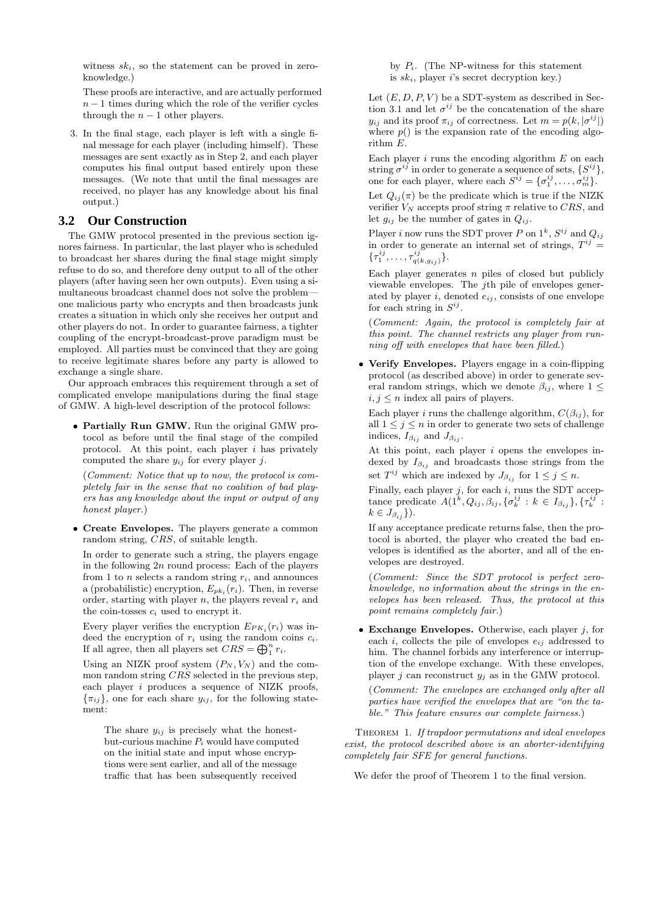witness $sk_i$, so the statement can be proved in zero-knowledge.)

These proofs are interactive, and are actually performed $n-1$ times during which the role of the verifier cycles through the $n-1$ other players.

3. In the final stage, each player is left with a single final message for each player (including himself). These messages are sent exactly as in Step 2, and each player computes his final output based entirely upon these messages. (We note that until the final messages are received, no player has any knowledge about his final output.)

## 3.2 Our Construction

The GMW protocol presented in the previous section ignores fairness. In particular, the last player who is scheduled to broadcast her shares during the final stage might simply refuse to do so, and therefore deny output to all of the other players (after having seen her own outputs). Even using a simultaneous broadcast channel does not solve the problem—one malicious party who encrypts and broadcasts junk creates a situation in which only she receives her output and other players do not. In order to guarantee fairness, a tighter coupling of the encrypt-broadcast-prove paradigm must be employed. All parties must be convinced that they are going to receive legitimate shares before any party is allowed to exchange a single share.

Our approach embraces this requirement through a set of complicated envelope manipulations during the final stage of GMW. A high-level description of the protocol follows:

- **Partially Run GMW.** Run the original GMW protocol as before until the final stage of the compiled protocol. At this point, each player $i$ has privately computed the share $y_{ij}$ for every player $j$.

  (*Comment: Notice that up to now, the protocol is completely fair in the sense that no coalition of bad players has any knowledge about the input or output of any honest player.*)

- **Create Envelopes.** The players generate a common random string, $CRS$, of suitable length.

  In order to generate such a string, the players engage in the following $2n$ round process: Each of the players from 1 to $n$ selects a random string $r_i$, and announces a (probabilistic) encryption, $E_{pk_i}(r_i)$. Then, in reverse order, starting with player $n$, the players reveal $r_i$ and the coin-tosses $c_i$ used to encrypt it.

  Every player verifies the encryption $E_{PK_i}(r_i)$ was indeed the encryption of $r_i$ using the random coins $c_i$. If all agree, then all players set $CRS = \bigoplus_1^n r_i$.

  Using an NIZK proof system $(P_N, V_N)$ and the common random string $CRS$ selected in the previous step, each player $i$ produces a sequence of NIZK proofs, $\{\pi_{ij}\}$, one for each share $y_{ij}$, for the following statement:

  > The share $y_{ij}$ is precisely what the honest-but-curious machine $P_i$ would have computed on the initial state and input whose encryptions were sent earlier, and all of the message traffic that has been subsequently received by $P_i$. (The NP-witness for this statement is $sk_i$, player $i$'s secret decryption key.)

  Let $(E, D, P, V)$ be a SDT-system as described in Section 3.1 and let $\sigma^{ij}$ be the concatenation of the share $y_{ij}$ and its proof $\pi_{ij}$ of correctness. Let $m = p(k, |\sigma^{ij}|)$ where $p()$ is the expansion rate of the encoding algorithm $E$.

  Each player $i$ runs the encoding algorithm $E$ on each string $\sigma^{ij}$ in order to generate a sequence of sets, $\{S^{ij}\}$, one for each player, where each $S^{ij} = \{\sigma_1^{ij}, \ldots, \sigma_m^{ij}\}$.

  Let $Q_{ij}(\pi)$ be the predicate which is true if the NIZK verifier $V_N$ accepts proof string $\pi$ relative to $CRS$, and let $g_{ij}$ be the number of gates in $Q_{ij}$.

  Player $i$ now runs the SDT prover $P$ on $1^k$, $S^{ij}$ and $Q_{ij}$ in order to generate an internal set of strings, $T^{ij} = \{\tau_1^{ij}, \ldots, \tau_{q(k,g_{ij})}^{ij}\}$.

  Each player generates $n$ piles of closed but publicly viewable envelopes. The $j$th pile of envelopes generated by player $i$, denoted $e_{ij}$, consists of one envelope for each string in $S^{ij}$.

  (*Comment: Again, the protocol is completely fair at this point. The channel restricts any player from running off with envelopes that have been filled.*)

- **Verify Envelopes.** Players engage in a coin-flipping protocol (as described above) in order to generate several random strings, which we denote $\beta_{ij}$, where $1 \leq i, j \leq n$ index all pairs of players.

  Each player $i$ runs the challenge algorithm, $C(\beta_{ij})$, for all $1 \leq j \leq n$ in order to generate two sets of challenge indices, $I_{\beta_{ij}}$ and $J_{\beta_{ij}}$.

  At this point, each player $i$ opens the envelopes indexed by $I_{\beta_{ij}}$ and broadcasts those strings from the set $T^{ij}$ which are indexed by $J_{\beta_{ij}}$ for $1 \leq j \leq n$.

  Finally, each player $j$, for each $i$, runs the SDT acceptance predicate $A(1^k, Q_{ij}, \beta_{ij}, \{\sigma_k^{ij} : k \in I_{\beta_{ij}}\}, \{\tau_k^{ij} : k \in J_{\beta_{ij}}\})$.

  If any acceptance predicate returns false, then the protocol is aborted, the player who created the bad envelopes is identified as the aborter, and all of the envelopes are destroyed.

  (*Comment: Since the SDT protocol is perfect zero-knowledge, no information about the strings in the envelopes has been released. Thus, the protocol at this point remains completely fair.*)

- **Exchange Envelopes.** Otherwise, each player $j$, for each $i$, collects the pile of envelopes $e_{ij}$ addressed to him. The channel forbids any interference or interruption of the envelope exchange. With these envelopes, player $j$ can reconstruct $y_j$ as in the GMW protocol.

  (*Comment: The envelopes are exchanged only after all parties have verified the envelopes that are "on the table." This feature ensures our complete fairness.*)

THEOREM 1. *If trapdoor permutations and ideal envelopes exist, the protocol described above is an aborter-identifying completely fair SFE for general functions.*

We defer the proof of Theorem 1 to the final version.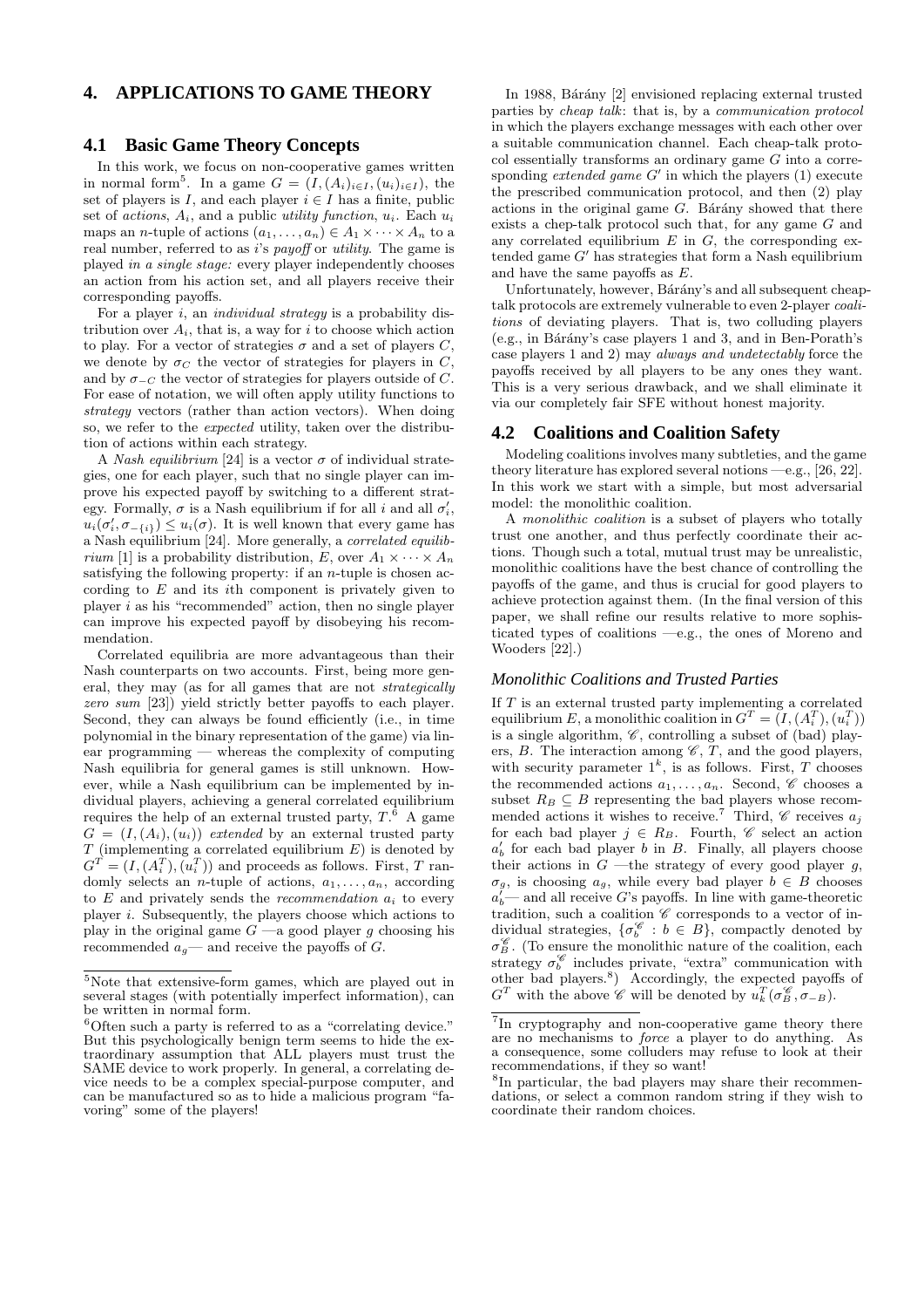# 4. APPLICATIONS TO GAME THEORY

## 4.1 Basic Game Theory Concepts

In this work, we focus on non-cooperative games written in normal form[5]. In a game $G = (I, (A_i)_{i \in I}, (u_i)_{i \in I})$, the set of players is $I$, and each player $i \in I$ has a finite, public set of *actions*, $A_i$, and a public *utility function*, $u_i$. Each $u_i$ maps an $n$-tuple of actions $(a_1, \ldots, a_n) \in A_1 \times \cdots \times A_n$ to a real number, referred to as $i$'s *payoff* or *utility*. The game is played *in a single stage:* every player independently chooses an action from his action set, and all players receive their corresponding payoffs.

For a player $i$, an *individual strategy* is a probability distribution over $A_i$, that is, a way for $i$ to choose which action to play. For a vector of strategies $\sigma$ and a set of players $C$, we denote by $\sigma_C$ the vector of strategies for players in $C$, and by $\sigma_{-C}$ the vector of strategies for players outside of $C$. For ease of notation, we will often apply utility functions to *strategy* vectors (rather than action vectors). When doing so, we refer to the *expected* utility, taken over the distribution of actions within each strategy.

A *Nash equilibrium* [24] is a vector $\sigma$ of individual strategies, one for each player, such that no single player can improve his expected payoff by switching to a different strategy. Formally, $\sigma$ is a Nash equilibrium if for all $i$ and all $\sigma'_i$, $u_i(\sigma'_i, \sigma_{-\{i\}}) \leq u_i(\sigma)$. It is well known that every game has a Nash equilibrium [24]. More generally, a *correlated equilibrium* [1] is a probability distribution, $E$, over $A_1 \times \cdots \times A_n$ satisfying the following property: if an $n$-tuple is chosen according to $E$ and its $i$th component is privately given to player $i$ as his "recommended" action, then no single player can improve his expected payoff by disobeying his recommendation.

Correlated equilibria are more advantageous than their Nash counterparts on two accounts. First, being more general, they may (as for all games that are not *strategically zero sum* [23]) yield strictly better payoffs to each player. Second, they can always be found efficiently (i.e., in time polynomial in the binary representation of the game) via linear programming — whereas the complexity of computing Nash equilibria for general games is still unknown. However, while a Nash equilibrium can be implemented by individual players, achieving a general correlated equilibrium requires the help of an external trusted party, $T$.[6] A game $G = (I, (A_i), (u_i))$ *extended* by an external trusted party $T$ (implementing a correlated equilibrium $E$) is denoted by $G^T = (I, (A_i^T), (u_i^T))$ and proceeds as follows. First, $T$ randomly selects an $n$-tuple of actions, $a_1, \ldots, a_n$, according to $E$ and privately sends the *recommendation* $a_i$ to every player $i$. Subsequently, the players choose which actions to play in the original game $G$ —a good player $g$ choosing his recommended $a_g$— and receive the payoffs of $G$.

In 1988, Bárány [2] envisioned replacing external trusted parties by *cheap talk*: that is, by a *communication protocol* in which the players exchange messages with each other over a suitable communication channel. Each cheap-talk protocol essentially transforms an ordinary game $G$ into a corresponding *extended game* $G'$ in which the players (1) execute the prescribed communication protocol, and then (2) play actions in the original game $G$. Bárány showed that there exists a chep-talk protocol such that, for any game $G$ and any correlated equilibrium $E$ in $G$, the corresponding extended game $G'$ has strategies that form a Nash equilibrium and have the same payoffs as $E$.

Unfortunately, however, Bárány's and all subsequent cheap-talk protocols are extremely vulnerable to even 2-player *coalitions* of deviating players. That is, two colluding players (e.g., in Bárány's case players 1 and 3, and in Ben-Porath's case players 1 and 2) may *always and undetectably* force the payoffs received by all players to be any ones they want. This is a very serious drawback, and we shall eliminate it via our completely fair SFE without honest majority.

## 4.2 Coalitions and Coalition Safety

Modeling coalitions involves many subtleties, and the game theory literature has explored several notions —e.g., [26, 22]. In this work we start with a simple, but most adversarial model: the monolithic coalition.

A *monolithic coalition* is a subset of players who totally trust one another, and thus perfectly coordinate their actions. Though such a total, mutual trust may be unrealistic, monolithic coalitions have the best chance of controlling the payoffs of the game, and thus is crucial for good players to achieve protection against them. (In the final version of this paper, we shall refine our results relative to more sophisticated types of coalitions —e.g., the ones of Moreno and Wooders [22].)

### Monolithic Coalitions and Trusted Parties

If $T$ is an external trusted party implementing a correlated equilibrium $E$, a monolithic coalition in $G^T = (I, (A_i^T), (u_i^T))$ is a single algorithm, $\mathscr{C}$, controlling a subset of (bad) players, $B$. The interaction among $\mathscr{C}$, $T$, and the good players, with security parameter $1^k$, is as follows. First, $T$ chooses the recommended actions $a_1, \ldots, a_n$. Second, $\mathscr{C}$ chooses a subset $R_B \subseteq B$ representing the bad players whose recommended actions it wishes to receive.[7] Third, $\mathscr{C}$ receives $a_j$ for each bad player $j \in R_B$. Fourth, $\mathscr{C}$ select an action $a'_b$ for each bad player $b$ in $B$. Finally, all players choose their actions in $G$ —the strategy of every good player $g$, $\sigma_g$, is choosing $a_g$, while every bad player $b \in B$ chooses $a'_b$— and all receive $G$'s payoffs. In line with game-theoretic tradition, such a coalition $\mathscr{C}$ corresponds to a vector of individual strategies, $\{\sigma_b^{\mathscr{C}} : b \in B\}$, compactly denoted by $\sigma_B^{\mathscr{C}}$. (To ensure the monolithic nature of the coalition, each strategy $\sigma_b^{\mathscr{C}}$ includes private, "extra" communication with other bad players.[8]) Accordingly, the expected payoffs of $G^T$ with the above $\mathscr{C}$ will be denoted by $u_k^T(\sigma_B^{\mathscr{C}}, \sigma_{-B})$.

---

[5] Note that extensive-form games, which are played out in several stages (with potentially imperfect information), can be written in normal form.

[6] Often such a party is referred to as a "correlating device." But this psychologically benign term seems to hide the extraordinary assumption that ALL players must trust the SAME device to work properly. In general, a correlating device needs to be a complex special-purpose computer, and can be manufactured so as to hide a malicious program "favoring" some of the players!

[7] In cryptography and non-cooperative game theory there are no mechanisms to *force* a player to do anything. As a consequence, some colluders may refuse to look at their recommendations, if they so want!

[8] In particular, the bad players may share their recommendations, or select a common random string if they wish to coordinate their random choices.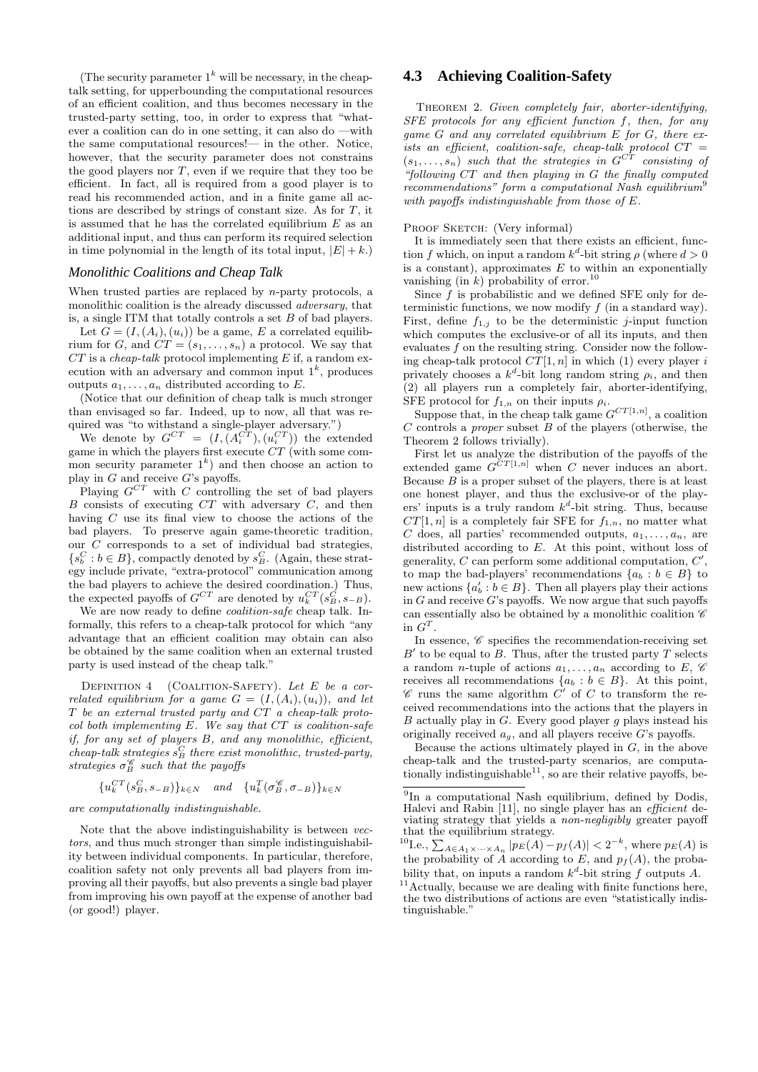(The security parameter $1^k$ will be necessary, in the cheap-talk setting, for upperbounding the computational resources of an efficient coalition, and thus becomes necessary in the trusted-party setting, too, in order to express that "whatever a coalition can do in one setting, it can also do —with the same computational resources!— in the other. Notice, however, that the security parameter does not constrains the good players nor $T$, even if we require that they too be efficient. In fact, all is required from a good player is to read his recommended action, and in a finite game all actions are described by strings of constant size. As for $T$, it is assumed that he has the correlated equilibrium $E$ as an additional input, and thus can perform its required selection in time polynomial in the length of its total input, $|E| + k$.)

### *Monolithic Coalitions and Cheap Talk*

When trusted parties are replaced by $n$-party protocols, a monolithic coalition is the already discussed *adversary*, that is, a single ITM that totally controls a set $B$ of bad players.

Let $G = (I, (A_i), (u_i))$ be a game, $E$ a correlated equilibrium for $G$, and $CT = (s_1, \ldots, s_n)$ a protocol. We say that $CT$ is a *cheap-talk* protocol implementing $E$ if, a random execution with an adversary and common input $1^k$, produces outputs $a_1, \ldots, a_n$ distributed according to $E$.

(Notice that our definition of cheap talk is much stronger than envisaged so far. Indeed, up to now, all that was required was "to withstand a single-player adversary.")

We denote by $G^{CT} = (I, (A_i^{CT}), (u_i^{CT}))$ the extended game in which the players first execute $CT$ (with some common security parameter $1^k$) and then choose an action to play in $G$ and receive $G$'s payoffs.

Playing $G^{CT}$ with $C$ controlling the set of bad players $B$ consists of executing $CT$ with adversary $C$, and then having $C$ use its final view to choose the actions of the bad players. To preserve again game-theoretic tradition, our $C$ corresponds to a set of individual bad strategies, $\{s_b^C : b \in B\}$, compactly denoted by $s_B^C$. (Again, these strategy include private, "extra-protocol" communication among the bad players to achieve the desired coordination.) Thus, the expected payoffs of $G^{CT}$ are denoted by $u_k^{CT}(s_B^C, s_{-B})$.

We are now ready to define *coalition-safe* cheap talk. Informally, this refers to a cheap-talk protocol for which "any advantage that an efficient coalition may obtain can also be obtained by the same coalition when an external trusted party is used instead of the cheap talk."

Definition 4 (Coalition-Safety). *Let $E$ be a correlated equilibrium for a game $G = (I, (A_i), (u_i))$, and let $T$ be an external trusted party and $CT$ a cheap-talk protocol both implementing $E$. We say that $CT$ is coalition-safe if, for any set of players $B$, and any monolithic, efficient, cheap-talk strategies $s_B^C$ there exist monolithic, trusted-party, strategies $\sigma_B^{\mathscr{C}}$ such that the payoffs*

$$\{u_k^{CT}(s_B^C, s_{-B})\}_{k \in N} \quad and \quad \{u_k^T(\sigma_B^{\mathscr{C}}, \sigma_{-B})\}_{k \in N}$$

*are computationally indistinguishable.*

Note that the above indistinguishability is between *vectors*, and thus much stronger than simple indistinguishability between individual components. In particular, therefore, coalition safety not only prevents all bad players from improving all their payoffs, but also prevents a single bad player from improving his own payoff at the expense of another bad (or good!) player.

## 4.3 Achieving Coalition-Safety

Theorem 2. *Given completely fair, aborter-identifying, SFE protocols for any efficient function $f$, then, for any game $G$ and any correlated equilibrium $E$ for $G$, there exists an efficient, coalition-safe, cheap-talk protocol $CT = (s_1, \ldots, s_n)$ such that the strategies in $G^{CT}$ consisting of "following $CT$ and then playing in $G$ the finally computed recommendations" form a computational Nash equilibrium[9] with payoffs indistinguishable from those of $E$.*

Proof Sketch: (Very informal)

It is immediately seen that there exists an efficient, function $f$ which, on input a random $k^d$-bit string $\rho$ (where $d > 0$ is a constant), approximates $E$ to within an exponentially vanishing (in $k$) probability of error.[10]

Since $f$ is probabilistic and we defined SFE only for deterministic functions, we now modify $f$ (in a standard way). First, define $f_{1,j}$ to be the deterministic $j$-input function which computes the exclusive-or of all its inputs, and then evaluates $f$ on the resulting string. Consider now the following cheap-talk protocol $CT[1, n]$ in which (1) every player $i$ privately chooses a $k^d$-bit long random string $\rho_i$, and then (2) all players run a completely fair, aborter-identifying, SFE protocol for $f_{1,n}$ on their inputs $\rho_i$.

Suppose that, in the cheap talk game $G^{CT[1,n]}$, a coalition $C$ controls a *proper* subset $B$ of the players (otherwise, the Theorem 2 follows trivially).

First let us analyze the distribution of the payoffs of the extended game $G^{CT[1,n]}$ when $C$ never induces an abort. Because $B$ is a proper subset of the players, there is at least one honest player, and thus the exclusive-or of the players' inputs is a truly random $k^d$-bit string. Thus, because $CT[1, n]$ is a completely fair SFE for $f_{1,n}$, no matter what $C$ does, all parties' recommended outputs, $a_1, \ldots, a_n$, are distributed according to $E$. At this point, without loss of generality, $C$ can perform some additional computation, $C'$, to map the bad-players' recommendations $\{a_b : b \in B\}$ to new actions $\{a'_b : b \in B\}$. Then all players play their actions in $G$ and receive $G$'s payoffs. We now argue that such payoffs can essentially also be obtained by a monolithic coalition $\mathscr{C}$ in $G^T$.

In essence, $\mathscr{C}$ specifies the recommendation-receiving set $B'$ to be equal to $B$. Thus, after the trusted party $T$ selects a random $n$-tuple of actions $a_1, \ldots, a_n$ according to $E$, $\mathscr{C}$ receives all recommendations $\{a_b : b \in B\}$. At this point, $\mathscr{C}$ runs the same algorithm $C'$ of $C$ to transform the received recommendations into the actions that the players in $B$ actually play in $G$. Every good player $g$ plays instead his originally received $a_g$, and all players receive $G$'s payoffs.

Because the actions ultimately played in $G$, in the above cheap-talk and the trusted-party scenarios, are computationally indistinguishable[11], so are their relative payoffs, be-

---

[9] In a computational Nash equilibrium, defined by Dodis, Halevi and Rabin [11], no single player has an *efficient* deviating strategy that yields a *non-negligibly* greater payoff that the equilibrium strategy.

[10] I.e., $\sum_{A \in A_1 \times \cdots \times A_n} |p_E(A) - p_f(A)| < 2^{-k}$, where $p_E(A)$ is the probability of $A$ according to $E$, and $p_f(A)$, the probability that, on inputs a random $k^d$-bit string $f$ outputs $A$.

[11] Actually, because we are dealing with finite functions here, the two distributions of actions are even "statistically indistinguishable."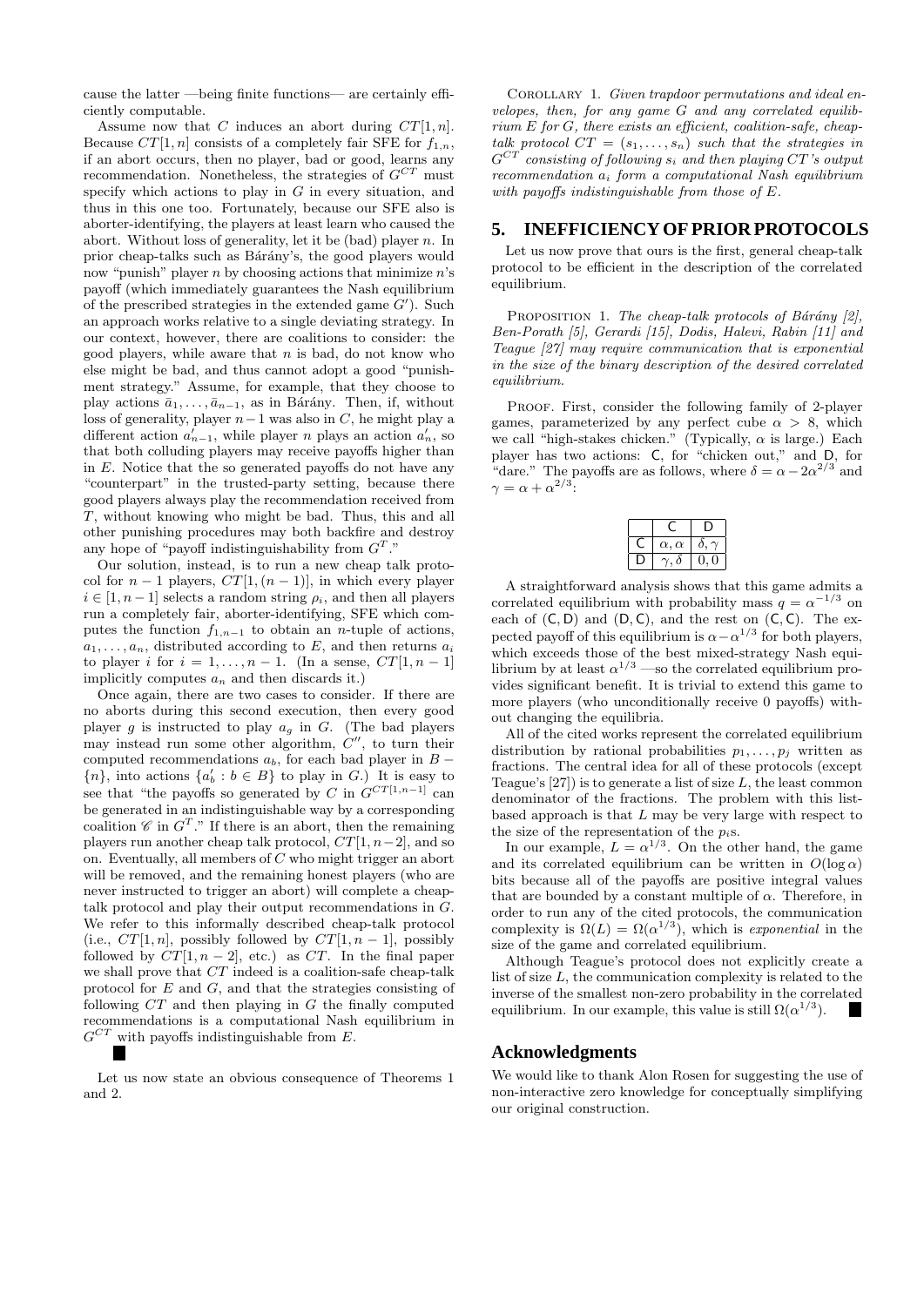cause the latter —being finite functions— are certainly efficiently computable.

Assume now that $C$ induces an abort during $CT[1, n]$. Because $CT[1, n]$ consists of a completely fair SFE for $f_{1,n}$, if an abort occurs, then no player, bad or good, learns any recommendation. Nonetheless, the strategies of $G^{CT}$ must specify which actions to play in $G$ in every situation, and thus in this one too. Fortunately, because our SFE also is aborter-identifying, the players at least learn who caused the abort. Without loss of generality, let it be (bad) player $n$. In prior cheap-talks such as Bárány's, the good players would now "punish" player $n$ by choosing actions that minimize $n$'s payoff (which immediately guarantees the Nash equilibrium of the prescribed strategies in the extended game $G'$). Such an approach works relative to a single deviating strategy. In our context, however, there are coalitions to consider: the good players, while aware that $n$ is bad, do not know who else might be bad, and thus cannot adopt a good "punishment strategy." Assume, for example, that they choose to play actions $\bar{a}_1, \ldots, \bar{a}_{n-1}$, as in Bárány. Then, if, without loss of generality, player $n-1$ was also in $C$, he might play a different action $a'_{n-1}$, while player $n$ plays an action $a'_n$, so that both colluding players may receive payoffs higher than in $E$. Notice that the so generated payoffs do not have any "counterpart" in the trusted-party setting, because there good players always play the recommendation received from $T$, without knowing who might be bad. Thus, this and all other punishing procedures may both backfire and destroy any hope of "payoff indistinguishability from $G^T$."

Our solution, instead, is to run a new cheap talk protocol for $n-1$ players, $CT[1, (n-1)]$, in which every player $i \in [1, n-1]$ selects a random string $\rho_i$, and then all players run a completely fair, aborter-identifying, SFE which computes the function $f_{1,n-1}$ to obtain an $n$-tuple of actions, $a_1, \ldots, a_n$, distributed according to $E$, and then returns $a_i$ to player $i$ for $i = 1, \ldots, n-1$. (In a sense, $CT[1, n-1]$ implicitly computes $a_n$ and then discards it.)

Once again, there are two cases to consider. If there are no aborts during this second execution, then every good player $g$ is instructed to play $a_g$ in $G$. (The bad players may instead run some other algorithm, $C''$, to turn their computed recommendations $a_b$, for each bad player in $B - \{n\}$, into actions $\{a'_b : b \in B\}$ to play in $G$.) It is easy to see that "the payoffs so generated by $C$ in $G^{CT[1,n-1]}$ can be generated in an indistinguishable way by a corresponding coalition $\mathscr{C}$ in $G^T$." If there is an abort, then the remaining players run another cheap talk protocol, $CT[1, n-2]$, and so on. Eventually, all members of $C$ who might trigger an abort will be removed, and the remaining honest players (who are never instructed to trigger an abort) will complete a cheap-talk protocol and play their output recommendations in $G$. We refer to this informally described cheap-talk protocol (i.e., $CT[1, n]$, possibly followed by $CT[1, n-1]$, possibly followed by $CT[1, n-2]$, etc.) as $CT$. In the final paper we shall prove that $CT$ indeed is a coalition-safe cheap-talk protocol for $E$ and $G$, and that the strategies consisting of following $CT$ and then playing in $G$ the finally computed recommendations is a computational Nash equilibrium in $G^{CT}$ with payoffs indistinguishable from $E$. ■

Let us now state an obvious consequence of Theorems 1 and 2.

Corollary 1. *Given trapdoor permutations and ideal envelopes, then, for any game $G$ and any correlated equilibrium $E$ for $G$, there exists an efficient, coalition-safe, cheap-talk protocol $CT = (s_1, \ldots, s_n)$ such that the strategies in $G^{CT}$ consisting of following $s_i$ and then playing $CT$'s output recommendation $a_i$ form a computational Nash equilibrium with payoffs indistinguishable from those of $E$.*

## 5. INEFFICIENCY OF PRIOR PROTOCOLS

Let us now prove that ours is the first, general cheap-talk protocol to be efficient in the description of the correlated equilibrium.

Proposition 1. *The cheap-talk protocols of Bárány [2], Ben-Porath [5], Gerardi [15], Dodis, Halevi, Rabin [11] and Teague [27] may require communication that is exponential in the size of the binary description of the desired correlated equilibrium.*

Proof. First, consider the following family of 2-player games, parameterized by any perfect cube $\alpha > 8$, which we call "high-stakes chicken." (Typically, $\alpha$ is large.) Each player has two actions: C, for "chicken out," and D, for "dare." The payoffs are as follows, where $\delta = \alpha - 2\alpha^{2/3}$ and $\gamma = \alpha + \alpha^{2/3}$:

| | C | D |
|---|---|---|
| C | $\alpha, \alpha$ | $\delta, \gamma$ |
| D | $\gamma, \delta$ | $0, 0$ |

A straightforward analysis shows that this game admits a correlated equilibrium with probability mass $q = \alpha^{-1/3}$ on each of (C, D) and (D, C), and the rest on (C, C). The expected payoff of this equilibrium is $\alpha - \alpha^{1/3}$ for both players, which exceeds those of the best mixed-strategy Nash equilibrium by at least $\alpha^{1/3}$ —so the correlated equilibrium provides significant benefit. It is trivial to extend this game to more players (who unconditionally receive 0 payoffs) without changing the equilibria.

All of the cited works represent the correlated equilibrium distribution by rational probabilities $p_1, \ldots, p_j$ written as fractions. The central idea for all of these protocols (except Teague's [27]) is to generate a list of size $L$, the least common denominator of the fractions. The problem with this list-based approach is that $L$ may be very large with respect to the size of the representation of the $p_i$s.

In our example, $L = \alpha^{1/3}$. On the other hand, the game and its correlated equilibrium can be written in $O(\log \alpha)$ bits because all of the payoffs are positive integral values that are bounded by a constant multiple of $\alpha$. Therefore, in order to run any of the cited protocols, the communication complexity is $\Omega(L) = \Omega(\alpha^{1/3})$, which is *exponential* in the size of the game and correlated equilibrium.

Although Teague's protocol does not explicitly create a list of size $L$, the communication complexity is related to the inverse of the smallest non-zero probability in the correlated equilibrium. In our example, this value is still $\Omega(\alpha^{1/3})$. ■

## Acknowledgments

We would like to thank Alon Rosen for suggesting the use of non-interactive zero knowledge for conceptually simplifying our original construction.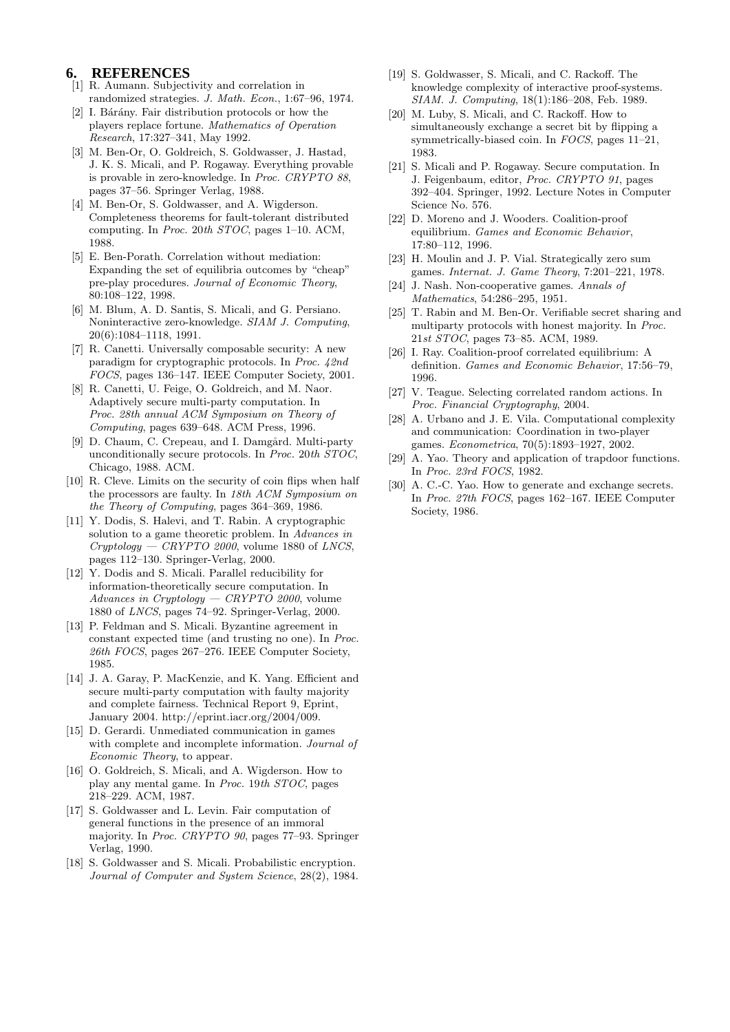# 6. REFERENCES

[1] R. Aumann. Subjectivity and correlation in randomized strategies. *J. Math. Econ.*, 1:67–96, 1974.

[2] I. Bárány. Fair distribution protocols or how the players replace fortune. *Mathematics of Operation Research*, 17:327–341, May 1992.

[3] M. Ben-Or, O. Goldreich, S. Goldwasser, J. Hastad, J. K. S. Micali, and P. Rogaway. Everything provable is provable in zero-knowledge. In *Proc. CRYPTO 88*, pages 37–56. Springer Verlag, 1988.

[4] M. Ben-Or, S. Goldwasser, and A. Wigderson. Completeness theorems for fault-tolerant distributed computing. In *Proc.* 20*th STOC*, pages 1–10. ACM, 1988.

[5] E. Ben-Porath. Correlation without mediation: Expanding the set of equilibria outcomes by "cheap" pre-play procedures. *Journal of Economic Theory*, 80:108–122, 1998.

[6] M. Blum, A. D. Santis, S. Micali, and G. Persiano. Noninteractive zero-knowledge. *SIAM J. Computing*, 20(6):1084–1118, 1991.

[7] R. Canetti. Universally composable security: A new paradigm for cryptographic protocols. In *Proc. 42nd FOCS*, pages 136–147. IEEE Computer Society, 2001.

[8] R. Canetti, U. Feige, O. Goldreich, and M. Naor. Adaptively secure multi-party computation. In *Proc. 28th annual ACM Symposium on Theory of Computing*, pages 639–648. ACM Press, 1996.

[9] D. Chaum, C. Crepeau, and I. Damgård. Multi-party unconditionally secure protocols. In *Proc.* 20*th STOC*, Chicago, 1988. ACM.

[10] R. Cleve. Limits on the security of coin flips when half the processors are faulty. In *18th ACM Symposium on the Theory of Computing*, pages 364–369, 1986.

[11] Y. Dodis, S. Halevi, and T. Rabin. A cryptographic solution to a game theoretic problem. In *Advances in Cryptology — CRYPTO 2000*, volume 1880 of *LNCS*, pages 112–130. Springer-Verlag, 2000.

[12] Y. Dodis and S. Micali. Parallel reducibility for information-theoretically secure computation. In *Advances in Cryptology — CRYPTO 2000*, volume 1880 of *LNCS*, pages 74–92. Springer-Verlag, 2000.

[13] P. Feldman and S. Micali. Byzantine agreement in constant expected time (and trusting no one). In *Proc. 26th FOCS*, pages 267–276. IEEE Computer Society, 1985.

[14] J. A. Garay, P. MacKenzie, and K. Yang. Efficient and secure multi-party computation with faulty majority and complete fairness. Technical Report 9, Eprint, January 2004. http://eprint.iacr.org/2004/009.

[15] D. Gerardi. Unmediated communication in games with complete and incomplete information. *Journal of Economic Theory*, to appear.

[16] O. Goldreich, S. Micali, and A. Wigderson. How to play any mental game. In *Proc.* 19*th STOC*, pages 218–229. ACM, 1987.

[17] S. Goldwasser and L. Levin. Fair computation of general functions in the presence of an immoral majority. In *Proc. CRYPTO 90*, pages 77–93. Springer Verlag, 1990.

[18] S. Goldwasser and S. Micali. Probabilistic encryption. *Journal of Computer and System Science*, 28(2), 1984.

[19] S. Goldwasser, S. Micali, and C. Rackoff. The knowledge complexity of interactive proof-systems. *SIAM. J. Computing*, 18(1):186–208, Feb. 1989.

[20] M. Luby, S. Micali, and C. Rackoff. How to simultaneously exchange a secret bit by flipping a symmetrically-biased coin. In *FOCS*, pages 11–21, 1983.

[21] S. Micali and P. Rogaway. Secure computation. In J. Feigenbaum, editor, *Proc. CRYPTO 91*, pages 392–404. Springer, 1992. Lecture Notes in Computer Science No. 576.

[22] D. Moreno and J. Wooders. Coalition-proof equilibrium. *Games and Economic Behavior*, 17:80–112, 1996.

[23] H. Moulin and J. P. Vial. Strategically zero sum games. *Internat. J. Game Theory*, 7:201–221, 1978.

[24] J. Nash. Non-cooperative games. *Annals of Mathematics*, 54:286–295, 1951.

[25] T. Rabin and M. Ben-Or. Verifiable secret sharing and multiparty protocols with honest majority. In *Proc.* 21*st STOC*, pages 73–85. ACM, 1989.

[26] I. Ray. Coalition-proof correlated equilibrium: A definition. *Games and Economic Behavior*, 17:56–79, 1996.

[27] V. Teague. Selecting correlated random actions. In *Proc. Financial Cryptography*, 2004.

[28] A. Urbano and J. E. Vila. Computational complexity and communication: Coordination in two-player games. *Econometrica*, 70(5):1893–1927, 2002.

[29] A. Yao. Theory and application of trapdoor functions. In *Proc. 23rd FOCS*, 1982.

[30] A. C.-C. Yao. How to generate and exchange secrets. In *Proc. 27th FOCS*, pages 162–167. IEEE Computer Society, 1986.